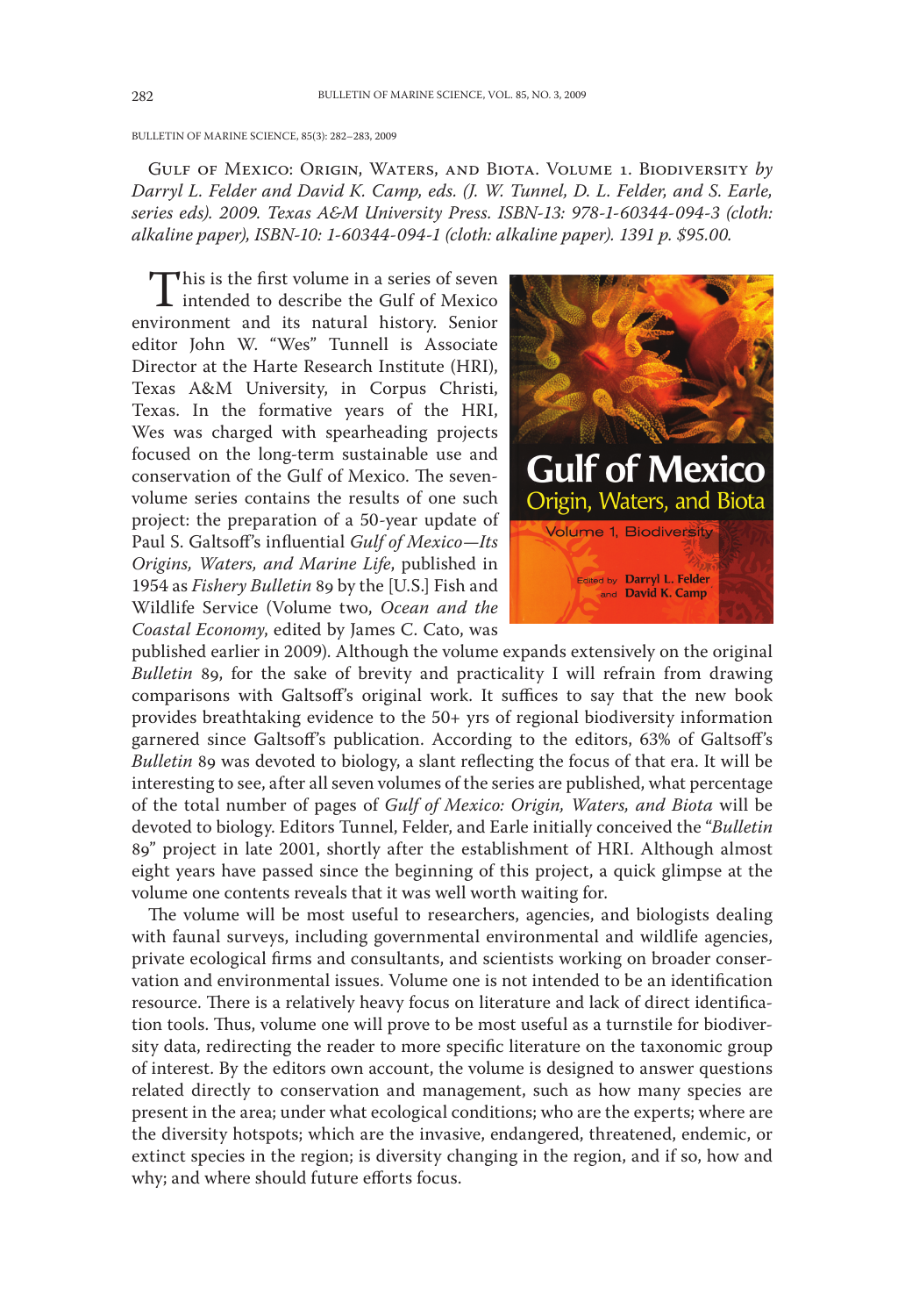BULLETIN OF MARINE SCIENCE, 85(3): 282–283, 2009

Gulf of Mexico: Origin, Waters, and Biota. Volume 1. Biodiversity *by Darryl L. Felder and David K. Camp, eds. (J. W. Tunnel, D. L. Felder, and S. Earle, series eds). 2009. Texas A&M University Press. ISBN-13: 978-1-60344-094-3 (cloth: alkaline paper), ISBN-10: 1-60344-094-1 (cloth: alkaline paper). 1391 p. $95.00.*

This is the first volume in a series of seven intended to describe the Gulf of Mexico environment and its natural history. Senior editor John W. "Wes" Tunnell is Associate Director at the Harte Research Institute (HRI), Texas A&M University, in Corpus Christi, Texas. In the formative years of the HRI, Wes was charged with spearheading projects focused on the long-term sustainable use and conservation of the Gulf of Mexico. The seven-volume series contains the results of one such project: the preparation of a 50-year update of Paul S. Galtsoff's influential *Gulf of Mexico—Its Origins, Waters, and Marine Life*, published in 1954 as *Fishery Bulletin* 89 by the [U.S.] Fish and Wildlife Service (Volume two, *Ocean and the Coastal Economy*, edited by James C. Cato, was published earlier in 2009). Although the volume expands extensively on the original *Bulletin* 89, for the sake of brevity and practicality I will refrain from drawing comparisons with Galtsoff's original work. It suffices to say that the new book provides breathtaking evidence to the 50+ yrs of regional biodiversity information garnered since Galtsoff's publication. According to the editors, 63% of Galtsoff's *Bulletin* 89 was devoted to biology, a slant reflecting the focus of that era. It will be interesting to see, after all seven volumes of the series are published, what percentage of the total number of pages of *Gulf of Mexico: Origin, Waters, and Biota* will be devoted to biology. Editors Tunnel, Felder, and Earle initially conceived the "*Bulletin* 89" project in late 2001, shortly after the establishment of HRI. Although almost eight years have passed since the beginning of this project, a quick glimpse at the volume one contents reveals that it was well worth waiting for.

The volume will be most useful to researchers, agencies, and biologists dealing with faunal surveys, including governmental environmental and wildlife agencies, private ecological firms and consultants, and scientists working on broader conservation and environmental issues. Volume one is not intended to be an identification resource. There is a relatively heavy focus on literature and lack of direct identification tools. Thus, volume one will prove to be most useful as a turnstile for biodiversity data, redirecting the reader to more specific literature on the taxonomic group of interest. By the editors own account, the volume is designed to answer questions related directly to conservation and management, such as how many species are present in the area; under what ecological conditions; who are the experts; where are the diversity hotspots; which are the invasive, endangered, threatened, endemic, or extinct species in the region; is diversity changing in the region, and if so, how and why; and where should future efforts focus.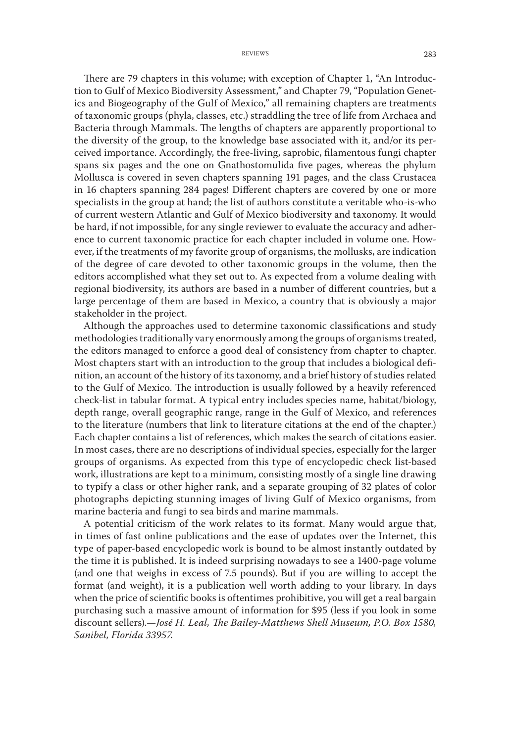There are 79 chapters in this volume; with exception of Chapter 1, "An Introduction to Gulf of Mexico Biodiversity Assessment," and Chapter 79, "Population Genetics and Biogeography of the Gulf of Mexico," all remaining chapters are treatments of taxonomic groups (phyla, classes, etc.) straddling the tree of life from Archaea and Bacteria through Mammals. The lengths of chapters are apparently proportional to the diversity of the group, to the knowledge base associated with it, and/or its perceived importance. Accordingly, the free-living, saprobic, filamentous fungi chapter spans six pages and the one on Gnathostomulida five pages, whereas the phylum Mollusca is covered in seven chapters spanning 191 pages, and the class Crustacea in 16 chapters spanning 284 pages! Different chapters are covered by one or more specialists in the group at hand; the list of authors constitute a veritable who-is-who of current western Atlantic and Gulf of Mexico biodiversity and taxonomy. It would be hard, if not impossible, for any single reviewer to evaluate the accuracy and adherence to current taxonomic practice for each chapter included in volume one. However, if the treatments of my favorite group of organisms, the mollusks, are indication of the degree of care devoted to other taxonomic groups in the volume, then the editors accomplished what they set out to. As expected from a volume dealing with regional biodiversity, its authors are based in a number of different countries, but a large percentage of them are based in Mexico, a country that is obviously a major stakeholder in the project.

Although the approaches used to determine taxonomic classifications and study methodologies traditionally vary enormously among the groups of organisms treated, the editors managed to enforce a good deal of consistency from chapter to chapter. Most chapters start with an introduction to the group that includes a biological definition, an account of the history of its taxonomy, and a brief history of studies related to the Gulf of Mexico. The introduction is usually followed by a heavily referenced check-list in tabular format. A typical entry includes species name, habitat/biology, depth range, overall geographic range, range in the Gulf of Mexico, and references to the literature (numbers that link to literature citations at the end of the chapter.) Each chapter contains a list of references, which makes the search of citations easier. In most cases, there are no descriptions of individual species, especially for the larger groups of organisms. As expected from this type of encyclopedic check list-based work, illustrations are kept to a minimum, consisting mostly of a single line drawing to typify a class or other higher rank, and a separate grouping of 32 plates of color photographs depicting stunning images of living Gulf of Mexico organisms, from marine bacteria and fungi to sea birds and marine mammals.

A potential criticism of the work relates to its format. Many would argue that, in times of fast online publications and the ease of updates over the Internet, this type of paper-based encyclopedic work is bound to be almost instantly outdated by the time it is published. It is indeed surprising nowadays to see a 1400-page volume (and one that weighs in excess of 7.5 pounds). But if you are willing to accept the format (and weight), it is a publication well worth adding to your library. In days when the price of scientific books is oftentimes prohibitive, you will get a real bargain purchasing such a massive amount of information for $95 (less if you look in some discount sellers).—*José H. Leal, The Bailey-Matthews Shell Museum, P.O. Box 1580, Sanibel, Florida 33957.*